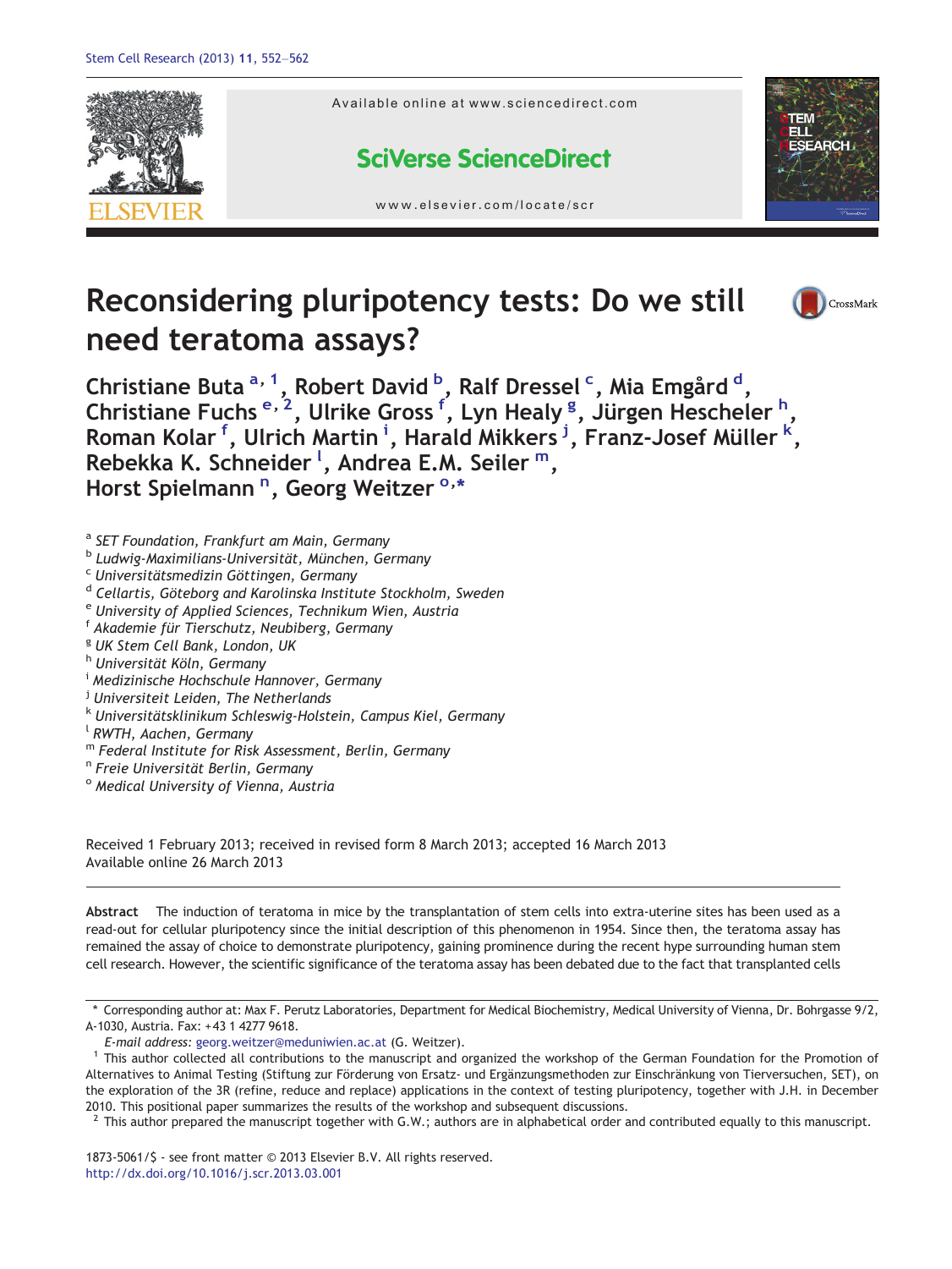# Reconsidering pluripotency tests: Do we still need teratoma assays?

Christiane Buta [a,1], Robert David [b], Ralf Dressel [c], Mia Emgård [d], Christiane Fuchs [e,2], Ulrike Gross [f], Lyn Healy [g], Jürgen Hescheler [h], Roman Kolar [f], Ulrich Martin [i], Harald Mikkers [j], Franz-Josef Müller [k], Rebekka K. Schneider [l], Andrea E.M. Seiler [m], Horst Spielmann [n], Georg Weitzer [o,*]

[a] SET Foundation, Frankfurt am Main, Germany
[b] Ludwig-Maximilians-Universität, München, Germany
[c] Universitätsmedizin Göttingen, Germany
[d] Cellartis, Göteborg and Karolinska Institute Stockholm, Sweden
[e] University of Applied Sciences, Technikum Wien, Austria
[f] Akademie für Tierschutz, Neubiberg, Germany
[g] UK Stem Cell Bank, London, UK
[h] Universität Köln, Germany
[i] Medizinische Hochschule Hannover, Germany
[j] Universiteit Leiden, The Netherlands
[k] Universitätsklinikum Schleswig-Holstein, Campus Kiel, Germany
[l] RWTH, Aachen, Germany
[m] Federal Institute for Risk Assessment, Berlin, Germany
[n] Freie Universität Berlin, Germany
[o] Medical University of Vienna, Austria

Received 1 February 2013; received in revised form 8 March 2013; accepted 16 March 2013
Available online 26 March 2013

**Abstract** The induction of teratoma in mice by the transplantation of stem cells into extra-uterine sites has been used as a read-out for cellular pluripotency since the initial description of this phenomenon in 1954. Since then, the teratoma assay has remained the assay of choice to demonstrate pluripotency, gaining prominence during the recent hype surrounding human stem cell research. However, the scientific significance of the teratoma assay has been debated due to the fact that transplanted cells

\* Corresponding author at: Max F. Perutz Laboratories, Department for Medical Biochemistry, Medical University of Vienna, Dr. Bohrgasse 9/2, A-1030, Austria. Fax: +43 1 4277 9618.

*E-mail address:* georg.weitzer@meduniwien.ac.at (G. Weitzer).

[1] This author collected all contributions to the manuscript and organized the workshop of the German Foundation for the Promotion of Alternatives to Animal Testing (Stiftung zur Förderung von Ersatz- und Ergänzungsmethoden zur Einschränkung von Tierversuchen, SET), on the exploration of the 3R (refine, reduce and replace) applications in the context of testing pluripotency, together with J.H. in December 2010. This positional paper summarizes the results of the workshop and subsequent discussions.

[2] This author prepared the manuscript together with G.W.; authors are in alphabetical order and contributed equally to this manuscript.

1873-5061/$ - see front matter © 2013 Elsevier B.V. All rights reserved.
http://dx.doi.org/10.1016/j.scr.2013.03.001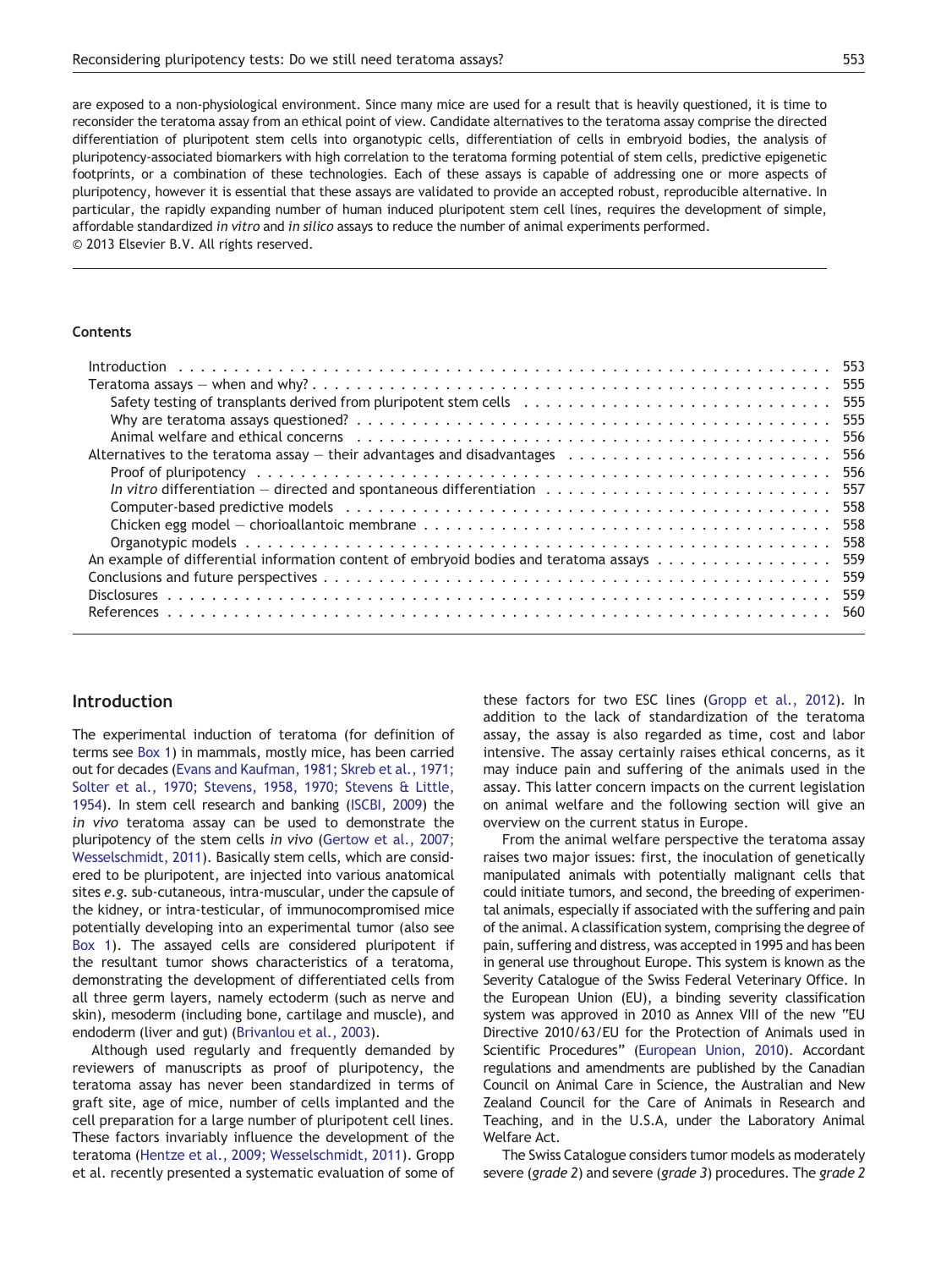are exposed to a non-physiological environment. Since many mice are used for a result that is heavily questioned, it is time to reconsider the teratoma assay from an ethical point of view. Candidate alternatives to the teratoma assay comprise the directed differentiation of pluripotent stem cells into organotypic cells, differentiation of cells in embryoid bodies, the analysis of pluripotency-associated biomarkers with high correlation to the teratoma forming potential of stem cells, predictive epigenetic footprints, or a combination of these technologies. Each of these assays is capable of addressing one or more aspects of pluripotency, however it is essential that these assays are validated to provide an accepted robust, reproducible alternative. In particular, the rapidly expanding number of human induced pluripotent stem cell lines, requires the development of simple, affordable standardized *in vitro* and *in silico* assays to reduce the number of animal experiments performed.
© 2013 Elsevier B.V. All rights reserved.

---

**Contents**

- Introduction . . . 553
- Teratoma assays — when and why? . . . 555
  - Safety testing of transplants derived from pluripotent stem cells . . . 555
  - Why are teratoma assays questioned? . . . 555
  - Animal welfare and ethical concerns . . . 556
- Alternatives to the teratoma assay — their advantages and disadvantages . . . 556
  - Proof of pluripotency . . . 556
  - *In vitro* differentiation — directed and spontaneous differentiation . . . 557
  - Computer-based predictive models . . . 558
  - Chicken egg model — chorioallantoic membrane . . . 558
  - Organotypic models . . . 558
- An example of differential information content of embryoid bodies and teratoma assays . . . 559
- Conclusions and future perspectives . . . 559
- Disclosures . . . 559
- References . . . 560

## Introduction

The experimental induction of teratoma (for definition of terms see Box 1) in mammals, mostly mice, has been carried out for decades (Evans and Kaufman, 1981; Skreb et al., 1971; Solter et al., 1970; Stevens, 1958, 1970; Stevens & Little, 1954). In stem cell research and banking (ISCBI, 2009) the *in vivo* teratoma assay can be used to demonstrate the pluripotency of the stem cells *in vivo* (Gertow et al., 2007; Wesselschmidt, 2011). Basically stem cells, which are considered to be pluripotent, are injected into various anatomical sites *e.g.* sub-cutaneous, intra-muscular, under the capsule of the kidney, or intra-testicular, of immunocompromised mice potentially developing into an experimental tumor (also see Box 1). The assayed cells are considered pluripotent if the resultant tumor shows characteristics of a teratoma, demonstrating the development of differentiated cells from all three germ layers, namely ectoderm (such as nerve and skin), mesoderm (including bone, cartilage and muscle), and endoderm (liver and gut) (Brivanlou et al., 2003).

Although used regularly and frequently demanded by reviewers of manuscripts as proof of pluripotency, the teratoma assay has never been standardized in terms of graft site, age of mice, number of cells implanted and the cell preparation for a large number of pluripotent cell lines. These factors invariably influence the development of the teratoma (Hentze et al., 2009; Wesselschmidt, 2011). Gropp et al. recently presented a systematic evaluation of some of these factors for two ESC lines (Gropp et al., 2012). In addition to the lack of standardization of the teratoma assay, the assay is also regarded as time, cost and labor intensive. The assay certainly raises ethical concerns, as it may induce pain and suffering of the animals used in the assay. This latter concern impacts on the current legislation on animal welfare and the following section will give an overview on the current status in Europe.

From the animal welfare perspective the teratoma assay raises two major issues: first, the inoculation of genetically manipulated animals with potentially malignant cells that could initiate tumors, and second, the breeding of experimental animals, especially if associated with the suffering and pain of the animal. A classification system, comprising the degree of pain, suffering and distress, was accepted in 1995 and has been in general use throughout Europe. This system is known as the Severity Catalogue of the Swiss Federal Veterinary Office. In the European Union (EU), a binding severity classification system was approved in 2010 as Annex VIII of the new "EU Directive 2010/63/EU for the Protection of Animals used in Scientific Procedures" (European Union, 2010). Accordant regulations and amendments are published by the Canadian Council on Animal Care in Science, the Australian and New Zealand Council for the Care of Animals in Research and Teaching, and in the U.S.A, under the Laboratory Animal Welfare Act.

The Swiss Catalogue considers tumor models as moderately severe (*grade 2*) and severe (*grade 3*) procedures. The *grade 2*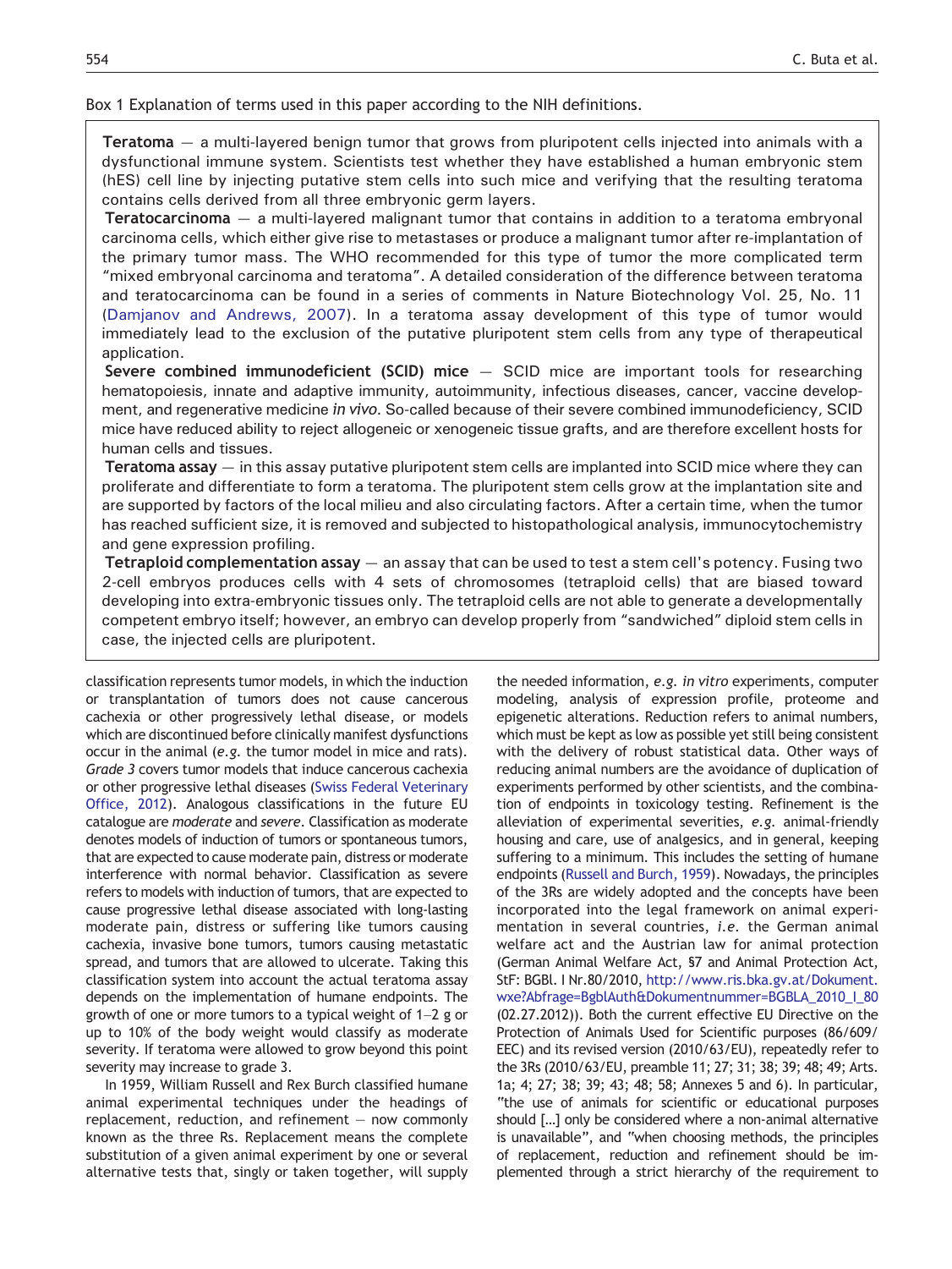Box 1 Explanation of terms used in this paper according to the NIH definitions.

**Teratoma** — a multi-layered benign tumor that grows from pluripotent cells injected into animals with a dysfunctional immune system. Scientists test whether they have established a human embryonic stem (hES) cell line by injecting putative stem cells into such mice and verifying that the resulting teratoma contains cells derived from all three embryonic germ layers.

**Teratocarcinoma** — a multi-layered malignant tumor that contains in addition to a teratoma embryonal carcinoma cells, which either give rise to metastases or produce a malignant tumor after re-implantation of the primary tumor mass. The WHO recommended for this type of tumor the more complicated term "mixed embryonal carcinoma and teratoma". A detailed consideration of the difference between teratoma and teratocarcinoma can be found in a series of comments in Nature Biotechnology Vol. 25, No. 11 (Damjanov and Andrews, 2007). In a teratoma assay development of this type of tumor would immediately lead to the exclusion of the putative pluripotent stem cells from any type of therapeutical application.

**Severe combined immunodeficient (SCID) mice** — SCID mice are important tools for researching hematopoiesis, innate and adaptive immunity, autoimmunity, infectious diseases, cancer, vaccine development, and regenerative medicine *in vivo*. So-called because of their severe combined immunodeficiency, SCID mice have reduced ability to reject allogeneic or xenogeneic tissue grafts, and are therefore excellent hosts for human cells and tissues.

**Teratoma assay** — in this assay putative pluripotent stem cells are implanted into SCID mice where they can proliferate and differentiate to form a teratoma. The pluripotent stem cells grow at the implantation site and are supported by factors of the local milieu and also circulating factors. After a certain time, when the tumor has reached sufficient size, it is removed and subjected to histopathological analysis, immunocytochemistry and gene expression profiling.

**Tetraploid complementation assay** — an assay that can be used to test a stem cell's potency. Fusing two 2-cell embryos produces cells with 4 sets of chromosomes (tetraploid cells) that are biased toward developing into extra-embryonic tissues only. The tetraploid cells are not able to generate a developmentally competent embryo itself; however, an embryo can develop properly from "sandwiched" diploid stem cells in case, the injected cells are pluripotent.

classification represents tumor models, in which the induction or transplantation of tumors does not cause cancerous cachexia or other progressively lethal disease, or models which are discontinued before clinically manifest dysfunctions occur in the animal (*e.g.* the tumor model in mice and rats). *Grade 3* covers tumor models that induce cancerous cachexia or other progressive lethal diseases (Swiss Federal Veterinary Office, 2012). Analogous classifications in the future EU catalogue are *moderate* and *severe*. Classification as moderate denotes models of induction of tumors or spontaneous tumors, that are expected to cause moderate pain, distress or moderate interference with normal behavior. Classification as severe refers to models with induction of tumors, that are expected to cause progressive lethal disease associated with long-lasting moderate pain, distress or suffering like tumors causing cachexia, invasive bone tumors, tumors causing metastatic spread, and tumors that are allowed to ulcerate. Taking this classification system into account the actual teratoma assay depends on the implementation of humane endpoints. The growth of one or more tumors to a typical weight of 1–2 g or up to 10% of the body weight would classify as moderate severity. If teratoma were allowed to grow beyond this point severity may increase to grade 3.

In 1959, William Russell and Rex Burch classified humane animal experimental techniques under the headings of replacement, reduction, and refinement — now commonly known as the three Rs. Replacement means the complete substitution of a given animal experiment by one or several alternative tests that, singly or taken together, will supply the needed information, *e.g. in vitro* experiments, computer modeling, analysis of expression profile, proteome and epigenetic alterations. Reduction refers to animal numbers, which must be kept as low as possible yet still being consistent with the delivery of robust statistical data. Other ways of reducing animal numbers are the avoidance of duplication of experiments performed by other scientists, and the combination of endpoints in toxicology testing. Refinement is the alleviation of experimental severities, *e.g.* animal-friendly housing and care, use of analgesics, and in general, keeping suffering to a minimum. This includes the setting of humane endpoints (Russell and Burch, 1959). Nowadays, the principles of the 3Rs are widely adopted and the concepts have been incorporated into the legal framework on animal experimentation in several countries, *i.e.* the German animal welfare act and the Austrian law for animal protection (German Animal Welfare Act, §7 and Animal Protection Act, StF: BGBl. I Nr.80/2010, http://www.ris.bka.gv.at/Dokument.wxe?Abfrage=BgblAuth&Dokumentnummer=BGBLA_2010_I_80 (02.27.2012)). Both the current effective EU Directive on the Protection of Animals Used for Scientific purposes (86/609/EEC) and its revised version (2010/63/EU), repeatedly refer to the 3Rs (2010/63/EU, preamble 11; 27; 31; 38; 39; 48; 49; Arts. 1a; 4; 27; 38; 39; 43; 48; 58; Annexes 5 and 6). In particular, "the use of animals for scientific or educational purposes should […] only be considered where a non-animal alternative is unavailable", and "when choosing methods, the principles of replacement, reduction and refinement should be implemented through a strict hierarchy of the requirement to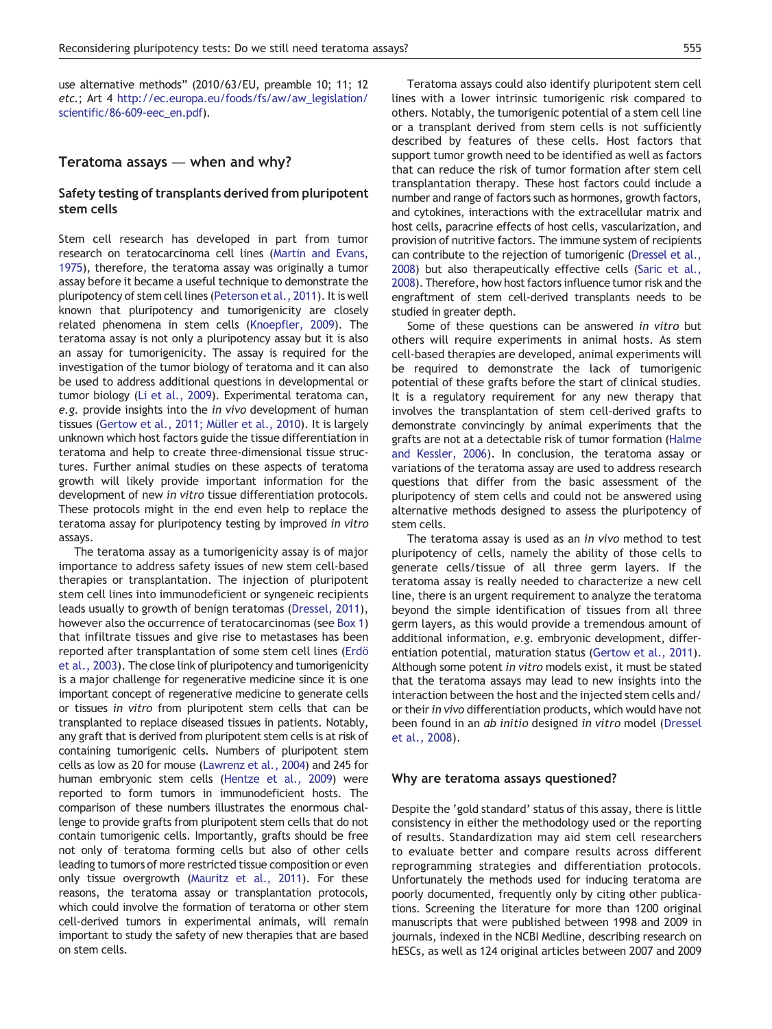use alternative methods" (2010/63/EU, preamble 10; 11; 12 *etc.*; Art 4 http://ec.europa.eu/foods/fs/aw/aw_legislation/scientific/86-609-eec_en.pdf).

## Teratoma assays — when and why?

### Safety testing of transplants derived from pluripotent stem cells

Stem cell research has developed in part from tumor research on teratocarcinoma cell lines (Martin and Evans, 1975), therefore, the teratoma assay was originally a tumor assay before it became a useful technique to demonstrate the pluripotency of stem cell lines (Peterson et al., 2011). It is well known that pluripotency and tumorigenicity are closely related phenomena in stem cells (Knoepfler, 2009). The teratoma assay is not only a pluripotency assay but it is also an assay for tumorigenicity. The assay is required for the investigation of the tumor biology of teratoma and it can also be used to address additional questions in developmental or tumor biology (Li et al., 2009). Experimental teratoma can, *e.g.* provide insights into the *in vivo* development of human tissues (Gertow et al., 2011; Müller et al., 2010). It is largely unknown which host factors guide the tissue differentiation in teratoma and help to create three-dimensional tissue structures. Further animal studies on these aspects of teratoma growth will likely provide important information for the development of new *in vitro* tissue differentiation protocols. These protocols might in the end even help to replace the teratoma assay for pluripotency testing by improved *in vitro* assays.

The teratoma assay as a tumorigenicity assay is of major importance to address safety issues of new stem cell-based therapies or transplantation. The injection of pluripotent stem cell lines into immunodeficient or syngeneic recipients leads usually to growth of benign teratomas (Dressel, 2011), however also the occurrence of teratocarcinomas (see Box 1) that infiltrate tissues and give rise to metastases has been reported after transplantation of some stem cell lines (Erdö et al., 2003). The close link of pluripotency and tumorigenicity is a major challenge for regenerative medicine since it is one important concept of regenerative medicine to generate cells or tissues *in vitro* from pluripotent stem cells that can be transplanted to replace diseased tissues in patients. Notably, any graft that is derived from pluripotent stem cells is at risk of containing tumorigenic cells. Numbers of pluripotent stem cells as low as 20 for mouse (Lawrenz et al., 2004) and 245 for human embryonic stem cells (Hentze et al., 2009) were reported to form tumors in immunodeficient hosts. The comparison of these numbers illustrates the enormous challenge to provide grafts from pluripotent stem cells that do not contain tumorigenic cells. Importantly, grafts should be free not only of teratoma forming cells but also of other cells leading to tumors of more restricted tissue composition or even only tissue overgrowth (Mauritz et al., 2011). For these reasons, the teratoma assay or transplantation protocols, which could involve the formation of teratoma or other stem cell-derived tumors in experimental animals, will remain important to study the safety of new therapies that are based on stem cells.

Teratoma assays could also identify pluripotent stem cell lines with a lower intrinsic tumorigenic risk compared to others. Notably, the tumorigenic potential of a stem cell line or a transplant derived from stem cells is not sufficiently described by features of these cells. Host factors that support tumor growth need to be identified as well as factors that can reduce the risk of tumor formation after stem cell transplantation therapy. These host factors could include a number and range of factors such as hormones, growth factors, and cytokines, interactions with the extracellular matrix and host cells, paracrine effects of host cells, vascularization, and provision of nutritive factors. The immune system of recipients can contribute to the rejection of tumorigenic (Dressel et al., 2008) but also therapeutically effective cells (Saric et al., 2008). Therefore, how host factors influence tumor risk and the engraftment of stem cell-derived transplants needs to be studied in greater depth.

Some of these questions can be answered *in vitro* but others will require experiments in animal hosts. As stem cell-based therapies are developed, animal experiments will be required to demonstrate the lack of tumorigenic potential of these grafts before the start of clinical studies. It is a regulatory requirement for any new therapy that involves the transplantation of stem cell-derived grafts to demonstrate convincingly by animal experiments that the grafts are not at a detectable risk of tumor formation (Halme and Kessler, 2006). In conclusion, the teratoma assay or variations of the teratoma assay are used to address research questions that differ from the basic assessment of the pluripotency of stem cells and could not be answered using alternative methods designed to assess the pluripotency of stem cells.

The teratoma assay is used as an *in vivo* method to test pluripotency of cells, namely the ability of those cells to generate cells/tissue of all three germ layers. If the teratoma assay is really needed to characterize a new cell line, there is an urgent requirement to analyze the teratoma beyond the simple identification of tissues from all three germ layers, as this would provide a tremendous amount of additional information, *e.g.* embryonic development, differentiation potential, maturation status (Gertow et al., 2011). Although some potent *in vitro* models exist, it must be stated that the teratoma assays may lead to new insights into the interaction between the host and the injected stem cells and/or their *in vivo* differentiation products, which would have not been found in an *ab initio* designed *in vitro* model (Dressel et al., 2008).

### Why are teratoma assays questioned?

Despite the 'gold standard' status of this assay, there is little consistency in either the methodology used or the reporting of results. Standardization may aid stem cell researchers to evaluate better and compare results across different reprogramming strategies and differentiation protocols. Unfortunately the methods used for inducing teratoma are poorly documented, frequently only by citing other publications. Screening the literature for more than 1200 original manuscripts that were published between 1998 and 2009 in journals, indexed in the NCBI Medline, describing research on hESCs, as well as 124 original articles between 2007 and 2009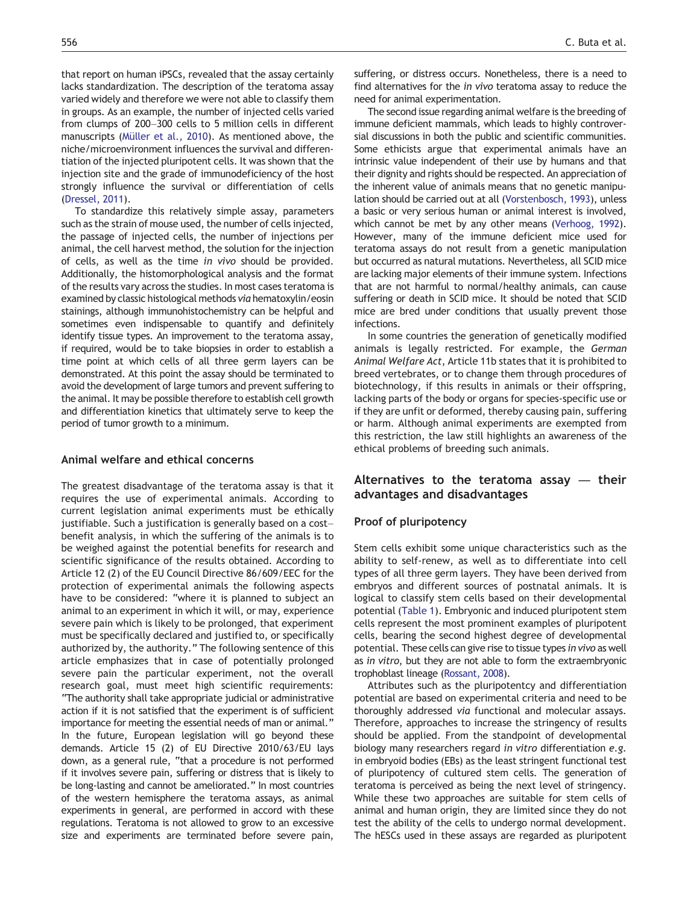that report on human iPSCs, revealed that the assay certainly lacks standardization. The description of the teratoma assay varied widely and therefore we were not able to classify them in groups. As an example, the number of injected cells varied from clumps of 200–300 cells to 5 million cells in different manuscripts (Müller et al., 2010). As mentioned above, the niche/microenvironment influences the survival and differentiation of the injected pluripotent cells. It was shown that the injection site and the grade of immunodeficiency of the host strongly influence the survival or differentiation of cells (Dressel, 2011).

To standardize this relatively simple assay, parameters such as the strain of mouse used, the number of cells injected, the passage of injected cells, the number of injections per animal, the cell harvest method, the solution for the injection of cells, as well as the time *in vivo* should be provided. Additionally, the histomorphological analysis and the format of the results vary across the studies. In most cases teratoma is examined by classic histological methods *via* hematoxylin/eosin stainings, although immunohistochemistry can be helpful and sometimes even indispensable to quantify and definitely identify tissue types. An improvement to the teratoma assay, if required, would be to take biopsies in order to establish a time point at which cells of all three germ layers can be demonstrated. At this point the assay should be terminated to avoid the development of large tumors and prevent suffering to the animal. It may be possible therefore to establish cell growth and differentiation kinetics that ultimately serve to keep the period of tumor growth to a minimum.

### Animal welfare and ethical concerns

The greatest disadvantage of the teratoma assay is that it requires the use of experimental animals. According to current legislation animal experiments must be ethically justifiable. Such a justification is generally based on a cost–benefit analysis, in which the suffering of the animals is to be weighed against the potential benefits for research and scientific significance of the results obtained. According to Article 12 (2) of the EU Council Directive 86/609/EEC for the protection of experimental animals the following aspects have to be considered: "where it is planned to subject an animal to an experiment in which it will, or may, experience severe pain which is likely to be prolonged, that experiment must be specifically declared and justified to, or specifically authorized by, the authority." The following sentence of this article emphasizes that in case of potentially prolonged severe pain the particular experiment, not the overall research goal, must meet high scientific requirements: "The authority shall take appropriate judicial or administrative action if it is not satisfied that the experiment is of sufficient importance for meeting the essential needs of man or animal." In the future, European legislation will go beyond these demands. Article 15 (2) of EU Directive 2010/63/EU lays down, as a general rule, "that a procedure is not performed if it involves severe pain, suffering or distress that is likely to be long-lasting and cannot be ameliorated." In most countries of the western hemisphere the teratoma assays, as animal experiments in general, are performed in accord with these regulations. Teratoma is not allowed to grow to an excessive size and experiments are terminated before severe pain, suffering, or distress occurs. Nonetheless, there is a need to find alternatives for the *in vivo* teratoma assay to reduce the need for animal experimentation.

The second issue regarding animal welfare is the breeding of immune deficient mammals, which leads to highly controversial discussions in both the public and scientific communities. Some ethicists argue that experimental animals have an intrinsic value independent of their use by humans and that their dignity and rights should be respected. An appreciation of the inherent value of animals means that no genetic manipulation should be carried out at all (Vorstenbosch, 1993), unless a basic or very serious human or animal interest is involved, which cannot be met by any other means (Verhoog, 1992). However, many of the immune deficient mice used for teratoma assays do not result from a genetic manipulation but occurred as natural mutations. Nevertheless, all SCID mice are lacking major elements of their immune system. Infections that are not harmful to normal/healthy animals, can cause suffering or death in SCID mice. It should be noted that SCID mice are bred under conditions that usually prevent those infections.

In some countries the generation of genetically modified animals is legally restricted. For example, the *German Animal Welfare Act*, Article 11b states that it is prohibited to breed vertebrates, or to change them through procedures of biotechnology, if this results in animals or their offspring, lacking parts of the body or organs for species-specific use or if they are unfit or deformed, thereby causing pain, suffering or harm. Although animal experiments are exempted from this restriction, the law still highlights an awareness of the ethical problems of breeding such animals.

## Alternatives to the teratoma assay — their advantages and disadvantages

### Proof of pluripotency

Stem cells exhibit some unique characteristics such as the ability to self-renew, as well as to differentiate into cell types of all three germ layers. They have been derived from embryos and different sources of postnatal animals. It is logical to classify stem cells based on their developmental potential (Table 1). Embryonic and induced pluripotent stem cells represent the most prominent examples of pluripotent cells, bearing the second highest degree of developmental potential. These cells can give rise to tissue types *in vivo* as well as *in vitro*, but they are not able to form the extraembryonic trophoblast lineage (Rossant, 2008).

Attributes such as the pluripotentcy and differentiation potential are based on experimental criteria and need to be thoroughly addressed *via* functional and molecular assays. Therefore, approaches to increase the stringency of results should be applied. From the standpoint of developmental biology many researchers regard *in vitro* differentiation *e.g.* in embryoid bodies (EBs) as the least stringent functional test of pluripotency of cultured stem cells. The generation of teratoma is perceived as being the next level of stringency. While these two approaches are suitable for stem cells of animal and human origin, they are limited since they do not test the ability of the cells to undergo normal development. The hESCs used in these assays are regarded as pluripotent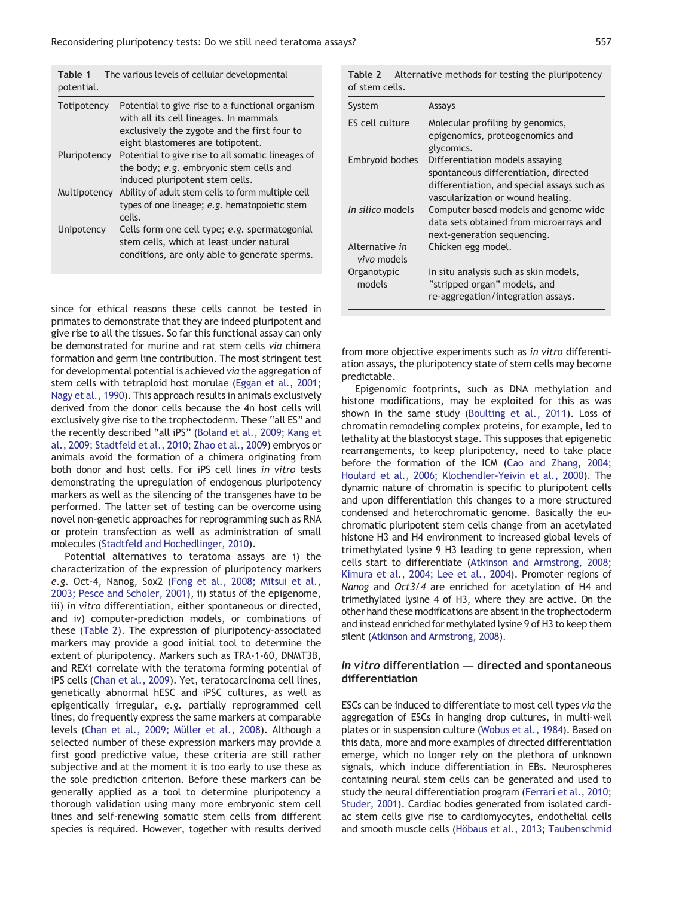**Table 1** The various levels of cellular developmental potential.

| | |
|---|---|
| Totipotency | Potential to give rise to a functional organism with all its cell lineages. In mammals exclusively the zygote and the first four to eight blastomeres are totipotent. |
| Pluripotency | Potential to give rise to all somatic lineages of the body; *e.g.* embryonic stem cells and induced pluripotent stem cells. |
| Multipotency | Ability of adult stem cells to form multiple cell types of one lineage; *e.g.* hematopoietic stem cells. |
| Unipotency | Cells form one cell type; *e.g.* spermatogonial stem cells, which at least under natural conditions, are only able to generate sperms. |

since for ethical reasons these cells cannot be tested in primates to demonstrate that they are indeed pluripotent and give rise to all the tissues. So far this functional assay can only be demonstrated for murine and rat stem cells *via* chimera formation and germ line contribution. The most stringent test for developmental potential is achieved *via* the aggregation of stem cells with tetraploid host morulae (Eggan et al., 2001; Nagy et al., 1990). This approach results in animals exclusively derived from the donor cells because the 4n host cells will exclusively give rise to the trophectoderm. These "all ES" and the recently described "all iPS" (Boland et al., 2009; Kang et al., 2009; Stadtfeld et al., 2010; Zhao et al., 2009) embryos or animals avoid the formation of a chimera originating from both donor and host cells. For iPS cell lines *in vitro* tests demonstrating the upregulation of endogenous pluripotency markers as well as the silencing of the transgenes have to be performed. The latter set of testing can be overcome using novel non-genetic approaches for reprogramming such as RNA or protein transfection as well as administration of small molecules (Stadtfeld and Hochedlinger, 2010).

Potential alternatives to teratoma assays are i) the characterization of the expression of pluripotency markers *e.g.* Oct-4, Nanog, Sox2 (Fong et al., 2008; Mitsui et al., 2003; Pesce and Scholer, 2001), ii) status of the epigenome, iii) *in vitro* differentiation, either spontaneous or directed, and iv) computer-prediction models, or combinations of these (Table 2). The expression of pluripotency-associated markers may provide a good initial tool to determine the extent of pluripotency. Markers such as TRA-1-60, DNMT3B, and REX1 correlate with the teratoma forming potential of iPS cells (Chan et al., 2009). Yet, teratocarcinoma cell lines, genetically abnormal hESC and iPSC cultures, as well as epigenetically irregular, *e.g.* partially reprogrammed cell lines, do frequently express the same markers at comparable levels (Chan et al., 2009; Müller et al., 2008). Although a selected number of these expression markers may provide a first good predictive value, these criteria are still rather subjective and at the moment it is too early to use these as the sole prediction criterion. Before these markers can be generally applied as a tool to determine pluripotency a thorough validation using many more embryonic stem cell lines and self-renewing somatic stem cells from different species is required. However, together with results derived from more objective experiments such as *in vitro* differentiation assays, the pluripotency state of stem cells may become predictable.

**Table 2** Alternative methods for testing the pluripotency of stem cells.

| System | Assays |
|---|---|
| ES cell culture | Molecular profiling by genomics, epigenomics, proteogenomics and glycomics. |
| Embryoid bodies | Differentiation models assaying spontaneous differentiation, directed differentiation, and special assays such as vascularization or wound healing. |
| *In silico* models | Computer based models and genome wide data sets obtained from microarrays and next-generation sequencing. |
| Alternative *in vivo* models | Chicken egg model. |
| Organotypic models | In situ analysis such as skin models, "stripped organ" models, and re-aggregation/integration assays. |

Epigenomic footprints, such as DNA methylation and histone modifications, may be exploited for this as was shown in the same study (Boulting et al., 2011). Loss of chromatin remodeling complex proteins, for example, led to lethality at the blastocyst stage. This supposes that epigenetic rearrangements, to keep pluripotency, need to take place before the formation of the ICM (Cao and Zhang, 2004; Houlard et al., 2006; Klochendler-Yeivin et al., 2000). The dynamic nature of chromatin is specific to pluripotent cells and upon differentiation this changes to a more structured condensed and heterochromatic genome. Basically the euchromatic pluripotent stem cells change from an acetylated histone H3 and H4 environment to increased global levels of trimethylated lysine 9 H3 leading to gene repression, when cells start to differentiate (Atkinson and Armstrong, 2008; Kimura et al., 2004; Lee et al., 2004). Promoter regions of *Nanog* and *Oct3/4* are enriched for acetylation of H4 and trimethylated lysine 4 of H3, where they are active. On the other hand these modifications are absent in the trophectoderm and instead enriched for methylated lysine 9 of H3 to keep them silent (Atkinson and Armstrong, 2008).

## *In vitro* differentiation — directed and spontaneous differentiation

ESCs can be induced to differentiate to most cell types *via* the aggregation of ESCs in hanging drop cultures, in multi-well plates or in suspension culture (Wobus et al., 1984). Based on this data, more and more examples of directed differentiation emerge, which no longer rely on the plethora of unknown signals, which induce differentiation in EBs. Neurospheres containing neural stem cells can be generated and used to study the neural differentiation program (Ferrari et al., 2010; Studer, 2001). Cardiac bodies generated from isolated cardiac stem cells give rise to cardiomyocytes, endothelial cells and smooth muscle cells (Höbaus et al., 2013; Taubenschmid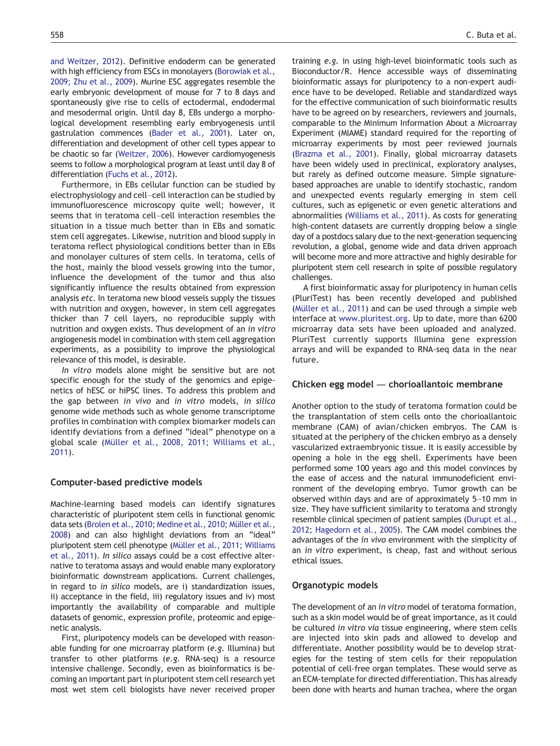and Weitzer, 2012). Definitive endoderm can be generated with high efficiency from ESCs in monolayers (Borowiak et al., 2009; Zhu et al., 2009). Murine ESC aggregates resemble the early embryonic development of mouse for 7 to 8 days and spontaneously give rise to cells of ectodermal, endodermal and mesodermal origin. Until day 8, EBs undergo a morphological development resembling early embryogenesis until gastrulation commences (Bader et al., 2001). Later on, differentiation and development of other cell types appear to be chaotic so far (Weitzer, 2006). However cardiomyogenesis seems to follow a morphological program at least until day 8 of differentiation (Fuchs et al., 2012).

Furthermore, in EBs cellular function can be studied by electrophysiology and cell–cell interaction can be studied by immunofluorescence microscopy quite well; however, it seems that in teratoma cell–cell interaction resembles the situation in a tissue much better than in EBs and somatic stem cell aggregates. Likewise, nutrition and blood supply in teratoma reflect physiological conditions better than in EBs and monolayer cultures of stem cells. In teratoma, cells of the host, mainly the blood vessels growing into the tumor, influence the development of the tumor and thus also significantly influence the results obtained from expression analysis *etc*. In teratoma new blood vessels supply the tissues with nutrition and oxygen, however, in stem cell aggregates thicker than 7 cell layers, no reproducible supply with nutrition and oxygen exists. Thus development of an *in vitro* angiogenesis model in combination with stem cell aggregation experiments, as a possibility to improve the physiological relevance of this model, is desirable.

*In vitro* models alone might be sensitive but are not specific enough for the study of the genomics and epigenetics of hESC or hiPSC lines. To address this problem and the gap between *in vivo* and *in vitro* models, *in silico* genome wide methods such as whole genome transcriptome profiles in combination with complex biomarker models can identify deviations from a defined "ideal" phenotype on a global scale (Müller et al., 2008, 2011; Williams et al., 2011).

## Computer-based predictive models

Machine-learning based models can identify signatures characteristic of pluripotent stem cells in functional genomic data sets (Brolen et al., 2010; Medine et al., 2010; Müller et al., 2008) and can also highlight deviations from an "ideal" pluripotent stem cell phenotype (Müller et al., 2011; Williams et al., 2011). *In silico* assays could be a cost effective alternative to teratoma assays and would enable many exploratory bioinformatic downstream applications. Current challenges, in regard to *in silico* models, are i) standardization issues, ii) acceptance in the field, iii) regulatory issues and iv) most importantly the availability of comparable and multiple datasets of genomic, expression profile, proteomic and epigenetic analysis.

First, pluripotency models can be developed with reasonable funding for one microarray platform (*e.g.* Illumina) but transfer to other platforms (*e.g.* RNA-seq) is a resource intensive challenge. Secondly, even as bioinformatics is becoming an important part in pluripotent stem cell research yet most wet stem cell biologists have never received proper training *e.g.* in using high-level bioinformatic tools such as Bioconductor/R. Hence accessible ways of disseminating bioinformatic assays for pluripotency to a non-expert audience have to be developed. Reliable and standardized ways for the effective communication of such bioinformatic results have to be agreed on by researchers, reviewers and journals, comparable to the Minimum Information About a Microarray Experiment (MIAME) standard required for the reporting of microarray experiments by most peer reviewed journals (Brazma et al., 2001). Finally, global microarray datasets have been widely used in preclinical, exploratory analyses, but rarely as defined outcome measure. Simple signature-based approaches are unable to identify stochastic, random and unexpected events regularly emerging in stem cell cultures, such as epigenetic or even genetic alterations and abnormalities (Williams et al., 2011). As costs for generating high-content datasets are currently dropping below a single day of a postdocs salary due to the next-generation sequencing revolution, a global, genome wide and data driven approach will become more and more attractive and highly desirable for pluripotent stem cell research in spite of possible regulatory challenges.

A first bioinformatic assay for pluripotency in human cells (PluriTest) has been recently developed and published (Müller et al., 2011) and can be used through a simple web interface at www.pluritest.org. Up to date, more than 6200 microarray data sets have been uploaded and analyzed. PluriTest currently supports Illumina gene expression arrays and will be expanded to RNA-seq data in the near future.

## Chicken egg model — chorioallantoic membrane

Another option to the study of teratoma formation could be the transplantation of stem cells onto the chorioallantoic membrane (CAM) of avian/chicken embryos. The CAM is situated at the periphery of the chicken embryo as a densely vascularized extraembryonic tissue. It is easily accessible by opening a hole in the egg shell. Experiments have been performed some 100 years ago and this model convinces by the ease of access and the natural immunodeficient environment of the developing embryo. Tumor growth can be observed within days and are of approximately 5–10 mm in size. They have sufficient similarity to teratoma and strongly resemble clinical specimen of patient samples (Durupt et al., 2012; Hagedorn et al., 2005). The CAM model combines the advantages of the *in vivo* environment with the simplicity of an *in vitro* experiment, is cheap, fast and without serious ethical issues.

## Organotypic models

The development of an *in vitro* model of teratoma formation, such as a skin model would be of great importance, as it could be cultured *in vitro via* tissue engineering, where stem cells are injected into skin pads and allowed to develop and differentiate. Another possibility would be to develop strategies for the testing of stem cells for their repopulation potential of cell-free organ templates. These would serve as an ECM-template for directed differentiation. This has already been done with hearts and human trachea, where the organ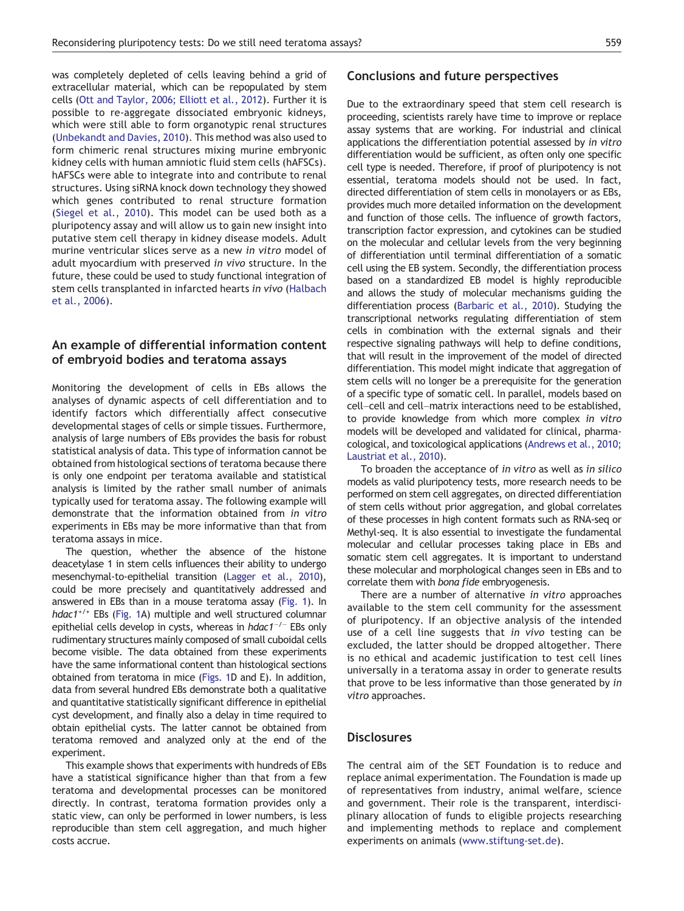was completely depleted of cells leaving behind a grid of extracellular material, which can be repopulated by stem cells (Ott and Taylor, 2006; Elliott et al., 2012). Further it is possible to re-aggregate dissociated embryonic kidneys, which were still able to form organotypic renal structures (Unbekandt and Davies, 2010). This method was also used to form chimeric renal structures mixing murine embryonic kidney cells with human amniotic fluid stem cells (hAFSCs). hAFSCs were able to integrate into and contribute to renal structures. Using siRNA knock down technology they showed which genes contributed to renal structure formation (Siegel et al., 2010). This model can be used both as a pluripotency assay and will allow us to gain new insight into putative stem cell therapy in kidney disease models. Adult murine ventricular slices serve as a new *in vitro* model of adult myocardium with preserved *in vivo* structure. In the future, these could be used to study functional integration of stem cells transplanted in infarcted hearts *in vivo* (Halbach et al., 2006).

## An example of differential information content of embryoid bodies and teratoma assays

Monitoring the development of cells in EBs allows the analyses of dynamic aspects of cell differentiation and to identify factors which differentially affect consecutive developmental stages of cells or simple tissues. Furthermore, analysis of large numbers of EBs provides the basis for robust statistical analysis of data. This type of information cannot be obtained from histological sections of teratoma because there is only one endpoint per teratoma available and statistical analysis is limited by the rather small number of animals typically used for teratoma assay. The following example will demonstrate that the information obtained from *in vitro* experiments in EBs may be more informative than that from teratoma assays in mice.

The question, whether the absence of the histone deacetylase 1 in stem cells influences their ability to undergo mesenchymal-to-epithelial transition (Lagger et al., 2010), could be more precisely and quantitatively addressed and answered in EBs than in a mouse teratoma assay (Fig. 1). In *hdac1*$^{+/+}$ EBs (Fig. 1A) multiple and well structured columnar epithelial cells develop in cysts, whereas in *hdac1*$^{-/-}$ EBs only rudimentary structures mainly composed of small cuboidal cells become visible. The data obtained from these experiments have the same informational content than histological sections obtained from teratoma in mice (Figs. 1D and E). In addition, data from several hundred EBs demonstrate both a qualitative and quantitative statistically significant difference in epithelial cyst development, and finally also a delay in time required to obtain epithelial cysts. The latter cannot be obtained from teratoma removed and analyzed only at the end of the experiment.

This example shows that experiments with hundreds of EBs have a statistical significance higher than that from a few teratoma and developmental processes can be monitored directly. In contrast, teratoma formation provides only a static view, can only be performed in lower numbers, is less reproducible than stem cell aggregation, and much higher costs accrue.

## Conclusions and future perspectives

Due to the extraordinary speed that stem cell research is proceeding, scientists rarely have time to improve or replace assay systems that are working. For industrial and clinical applications the differentiation potential assessed by *in vitro* differentiation would be sufficient, as often only one specific cell type is needed. Therefore, if proof of pluripotency is not essential, teratoma models should not be used. In fact, directed differentiation of stem cells in monolayers or as EBs, provides much more detailed information on the development and function of those cells. The influence of growth factors, transcription factor expression, and cytokines can be studied on the molecular and cellular levels from the very beginning of differentiation until terminal differentiation of a somatic cell using the EB system. Secondly, the differentiation process based on a standardized EB model is highly reproducible and allows the study of molecular mechanisms guiding the differentiation process (Barbaric et al., 2010). Studying the transcriptional networks regulating differentiation of stem cells in combination with the external signals and their respective signaling pathways will help to define conditions, that will result in the improvement of the model of directed differentiation. This model might indicate that aggregation of stem cells will no longer be a prerequisite for the generation of a specific type of somatic cell. In parallel, models based on cell–cell and cell–matrix interactions need to be established, to provide knowledge from which more complex *in vitro* models will be developed and validated for clinical, pharmacological, and toxicological applications (Andrews et al., 2010; Laustriat et al., 2010).

To broaden the acceptance of *in vitro* as well as *in silico* models as valid pluripotency tests, more research needs to be performed on stem cell aggregates, on directed differentiation of stem cells without prior aggregation, and global correlates of these processes in high content formats such as RNA-seq or Methyl-seq. It is also essential to investigate the fundamental molecular and cellular processes taking place in EBs and somatic stem cell aggregates. It is important to understand these molecular and morphological changes seen in EBs and to correlate them with *bona fide* embryogenesis.

There are a number of alternative *in vitro* approaches available to the stem cell community for the assessment of pluripotency. If an objective analysis of the intended use of a cell line suggests that *in vivo* testing can be excluded, the latter should be dropped altogether. There is no ethical and academic justification to test cell lines universally in a teratoma assay in order to generate results that prove to be less informative than those generated by *in vitro* approaches.

## Disclosures

The central aim of the SET Foundation is to reduce and replace animal experimentation. The Foundation is made up of representatives from industry, animal welfare, science and government. Their role is the transparent, interdisciplinary allocation of funds to eligible projects researching and implementing methods to replace and complement experiments on animals (www.stiftung-set.de).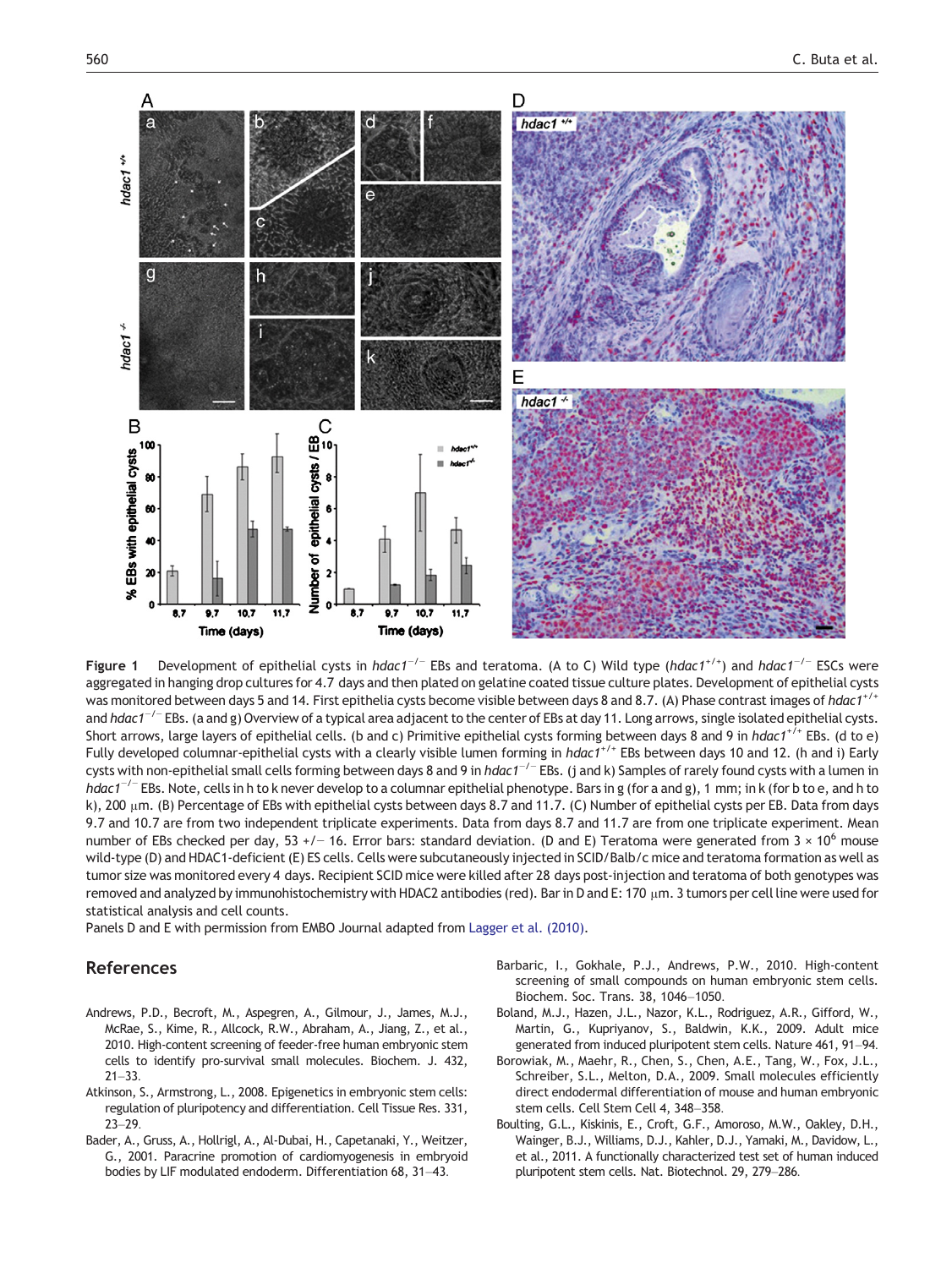**Figure 1** Development of epithelial cysts in *hdac1*$^{-/-}$ EBs and teratoma. (A to C) Wild type (*hdac1*$^{+/+}$) and *hdac1*$^{-/-}$ ESCs were aggregated in hanging drop cultures for 4.7 days and then plated on gelatine coated tissue culture plates. Development of epithelial cysts was monitored between days 5 and 14. First epithelia cysts become visible between days 8 and 8.7. (A) Phase contrast images of *hdac1*$^{+/+}$ and *hdac1*$^{-/-}$ EBs. (a and g) Overview of a typical area adjacent to the center of EBs at day 11. Long arrows, single isolated epithelial cysts. Short arrows, large layers of epithelial cells. (b and c) Primitive epithelial cysts forming between days 8 and 9 in *hdac1*$^{+/+}$ EBs. (d to e) Fully developed columnar-epithelial cysts with a clearly visible lumen forming in *hdac1*$^{+/+}$ EBs between days 10 and 12. (h and i) Early cysts with non-epithelial small cells forming between days 8 and 9 in *hdac1*$^{-/-}$ EBs. (j and k) Samples of rarely found cysts with a lumen in *hdac1*$^{-/-}$ EBs. Note, cells in h to k never develop to a columnar epithelial phenotype. Bars in g (for a and g), 1 mm; in k (for b to e, and h to k), 200 μm. (B) Percentage of EBs with epithelial cysts between days 8.7 and 11.7. (C) Number of epithelial cysts per EB. Data from days 9.7 and 10.7 are from two independent triplicate experiments. Data from days 8.7 and 11.7 are from one triplicate experiment. Mean number of EBs checked per day, 53 +/− 16. Error bars: standard deviation. (D and E) Teratoma were generated from 3 × $10^6$ mouse wild-type (D) and HDAC1-deficient (E) ES cells. Cells were subcutaneously injected in SCID/Balb/c mice and teratoma formation as well as tumor size was monitored every 4 days. Recipient SCID mice were killed after 28 days post-injection and teratoma of both genotypes was removed and analyzed by immunohistochemistry with HDAC2 antibodies (red). Bar in D and E: 170 μm. 3 tumors per cell line were used for statistical analysis and cell counts.

Panels D and E with permission from EMBO Journal adapted from Lagger et al. (2010).

## References

Andrews, P.D., Becroft, M., Aspegren, A., Gilmour, J., James, M.J., McRae, S., Kime, R., Allcock, R.W., Abraham, A., Jiang, Z., et al., 2010. High-content screening of feeder-free human embryonic stem cells to identify pro-survival small molecules. Biochem. J. 432, 21–33.

Atkinson, S., Armstrong, L., 2008. Epigenetics in embryonic stem cells: regulation of pluripotency and differentiation. Cell Tissue Res. 331, 23–29.

Bader, A., Gruss, A., Hollrigl, A., Al-Dubai, H., Capetanaki, Y., Weitzer, G., 2001. Paracrine promotion of cardiomyogenesis in embryoid bodies by LIF modulated endoderm. Differentiation 68, 31–43.

Barbaric, I., Gokhale, P.J., Andrews, P.W., 2010. High-content screening of small compounds on human embryonic stem cells. Biochem. Soc. Trans. 38, 1046–1050.

Boland, M.J., Hazen, J.L., Nazor, K.L., Rodriguez, A.R., Gifford, W., Martin, G., Kupriyanov, S., Baldwin, K.K., 2009. Adult mice generated from induced pluripotent stem cells. Nature 461, 91–94.

Borowiak, M., Maehr, R., Chen, S., Chen, A.E., Tang, W., Fox, J.L., Schreiber, S.L., Melton, D.A., 2009. Small molecules efficiently direct endodermal differentiation of mouse and human embryonic stem cells. Cell Stem Cell 4, 348–358.

Boulting, G.L., Kiskinis, E., Croft, G.F., Amoroso, M.W., Oakley, D.H., Wainger, B.J., Williams, D.J., Kahler, D.J., Yamaki, M., Davidow, L., et al., 2011. A functionally characterized test set of human induced pluripotent stem cells. Nat. Biotechnol. 29, 279–286.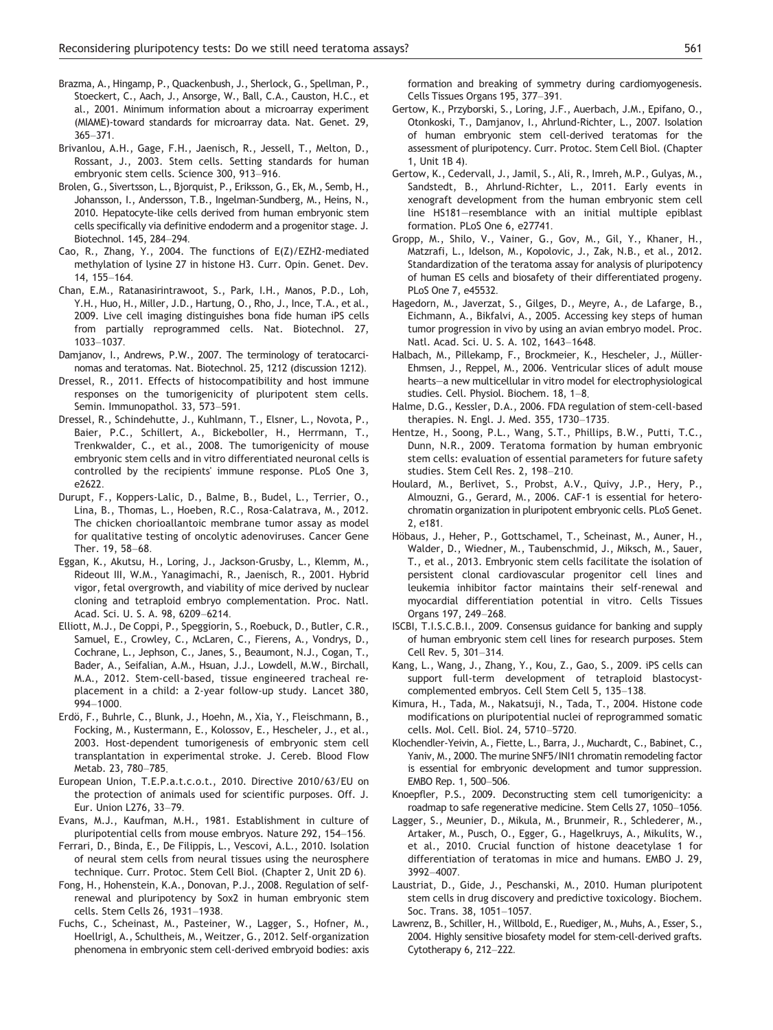Brazma, A., Hingamp, P., Quackenbush, J., Sherlock, G., Spellman, P., Stoeckert, C., Aach, J., Ansorge, W., Ball, C.A., Causton, H.C., et al., 2001. Minimum information about a microarray experiment (MIAME)-toward standards for microarray data. Nat. Genet. 29, 365–371.

Brivanlou, A.H., Gage, F.H., Jaenisch, R., Jessell, T., Melton, D., Rossant, J., 2003. Stem cells. Setting standards for human embryonic stem cells. Science 300, 913–916.

Brolen, G., Sivertsson, L., Bjorquist, P., Eriksson, G., Ek, M., Semb, H., Johansson, I., Andersson, T.B., Ingelman-Sundberg, M., Heins, N., 2010. Hepatocyte-like cells derived from human embryonic stem cells specifically via definitive endoderm and a progenitor stage. J. Biotechnol. 145, 284–294.

Cao, R., Zhang, Y., 2004. The functions of E(Z)/EZH2-mediated methylation of lysine 27 in histone H3. Curr. Opin. Genet. Dev. 14, 155–164.

Chan, E.M., Ratanasirintrawoot, S., Park, I.H., Manos, P.D., Loh, Y.H., Huo, H., Miller, J.D., Hartung, O., Rho, J., Ince, T.A., et al., 2009. Live cell imaging distinguishes bona fide human iPS cells from partially reprogrammed cells. Nat. Biotechnol. 27, 1033–1037.

Damjanov, I., Andrews, P.W., 2007. The terminology of teratocarcinomas and teratomas. Nat. Biotechnol. 25, 1212 (discussion 1212).

Dressel, R., 2011. Effects of histocompatibility and host immune responses on the tumorigenicity of pluripotent stem cells. Semin. Immunopathol. 33, 573–591.

Dressel, R., Schindehutte, J., Kuhlmann, T., Elsner, L., Novota, P., Baier, P.C., Schillert, A., Bickeboller, H., Herrmann, T., Trenkwalder, C., et al., 2008. The tumorigenicity of mouse embryonic stem cells and in vitro differentiated neuronal cells is controlled by the recipients' immune response. PLoS One 3, e2622.

Durupt, F., Koppers-Lalic, D., Balme, B., Budel, L., Terrier, O., Lina, B., Thomas, L., Hoeben, R.C., Rosa-Calatrava, M., 2012. The chicken chorioallantoic membrane tumor assay as model for qualitative testing of oncolytic adenoviruses. Cancer Gene Ther. 19, 58–68.

Eggan, K., Akutsu, H., Loring, J., Jackson-Grusby, L., Klemm, M., Rideout III, W.M., Yanagimachi, R., Jaenisch, R., 2001. Hybrid vigor, fetal overgrowth, and viability of mice derived by nuclear cloning and tetraploid embryo complementation. Proc. Natl. Acad. Sci. U. S. A. 98, 6209–6214.

Elliott, M.J., De Coppi, P., Speggiorin, S., Roebuck, D., Butler, C.R., Samuel, E., Crowley, C., McLaren, C., Fierens, A., Vondrys, D., Cochrane, L., Jephson, C., Janes, S., Beaumont, N.J., Cogan, T., Bader, A., Seifalian, A.M., Hsuan, J.J., Lowdell, M.W., Birchall, M.A., 2012. Stem-cell-based, tissue engineered tracheal replacement in a child: a 2-year follow-up study. Lancet 380, 994–1000.

Erdö, F., Buhrle, C., Blunk, J., Hoehn, M., Xia, Y., Fleischmann, B., Focking, M., Kustermann, E., Kolossov, E., Hescheler, J., et al., 2003. Host-dependent tumorigenesis of embryonic stem cell transplantation in experimental stroke. J. Cereb. Blood Flow Metab. 23, 780–785.

European Union, T.E.P.a.t.c.o.t., 2010. Directive 2010/63/EU on the protection of animals used for scientific purposes. Off. J. Eur. Union L276, 33–79.

Evans, M.J., Kaufman, M.H., 1981. Establishment in culture of pluripotential cells from mouse embryos. Nature 292, 154–156.

Ferrari, D., Binda, E., De Filippis, L., Vescovi, A.L., 2010. Isolation of neural stem cells from neural tissues using the neurosphere technique. Curr. Protoc. Stem Cell Biol. (Chapter 2, Unit 2D 6).

Fong, H., Hohenstein, K.A., Donovan, P.J., 2008. Regulation of self-renewal and pluripotency by Sox2 in human embryonic stem cells. Stem Cells 26, 1931–1938.

Fuchs, C., Scheinast, M., Pasteiner, W., Lagger, S., Hofner, M., Hoellrigl, A., Schultheis, M., Weitzer, G., 2012. Self-organization phenomena in embryonic stem cell-derived embryoid bodies: axis formation and breaking of symmetry during cardiomyogenesis. Cells Tissues Organs 195, 377–391.

Gertow, K., Przyborski, S., Loring, J.F., Auerbach, J.M., Epifano, O., Otonkoski, T., Damjanov, I., Ahrlund-Richter, L., 2007. Isolation of human embryonic stem cell-derived teratomas for the assessment of pluripotency. Curr. Protoc. Stem Cell Biol. (Chapter 1, Unit 1B 4).

Gertow, K., Cedervall, J., Jamil, S., Ali, R., Imreh, M.P., Gulyas, M., Sandstedt, B., Ahrlund-Richter, L., 2011. Early events in xenograft development from the human embryonic stem cell line HS181—resemblance with an initial multiple epiblast formation. PLoS One 6, e27741.

Gropp, M., Shilo, V., Vainer, G., Gov, M., Gil, Y., Khaner, H., Matzrafi, L., Idelson, M., Kopolovic, J., Zak, N.B., et al., 2012. Standardization of the teratoma assay for analysis of pluripotency of human ES cells and biosafety of their differentiated progeny. PLoS One 7, e45532.

Hagedorn, M., Javerzat, S., Gilges, D., Meyre, A., de Lafarge, B., Eichmann, A., Bikfalvi, A., 2005. Accessing key steps of human tumor progression in vivo by using an avian embryo model. Proc. Natl. Acad. Sci. U. S. A. 102, 1643–1648.

Halbach, M., Pillekamp, F., Brockmeier, K., Hescheler, J., Müller-Ehmsen, J., Reppel, M., 2006. Ventricular slices of adult mouse hearts—a new multicellular in vitro model for electrophysiological studies. Cell. Physiol. Biochem. 18, 1–8.

Halme, D.G., Kessler, D.A., 2006. FDA regulation of stem-cell-based therapies. N. Engl. J. Med. 355, 1730–1735.

Hentze, H., Soong, P.L., Wang, S.T., Phillips, B.W., Putti, T.C., Dunn, N.R., 2009. Teratoma formation by human embryonic stem cells: evaluation of essential parameters for future safety studies. Stem Cell Res. 2, 198–210.

Houlard, M., Berlivet, S., Probst, A.V., Quivy, J.P., Hery, P., Almouzni, G., Gerard, M., 2006. CAF-1 is essential for heterochromatin organization in pluripotent embryonic cells. PLoS Genet. 2, e181.

Höbaus, J., Heher, P., Gottschamel, T., Scheinast, M., Auner, H., Walder, D., Wiedner, M., Taubenschmid, J., Miksch, M., Sauer, T., et al., 2013. Embryonic stem cells facilitate the isolation of persistent clonal cardiovascular progenitor cell lines and leukemia inhibitor factor maintains their self-renewal and myocardial differentiation potential in vitro. Cells Tissues Organs 197, 249–268.

ISCBI, T.I.S.C.B.I., 2009. Consensus guidance for banking and supply of human embryonic stem cell lines for research purposes. Stem Cell Rev. 5, 301–314.

Kang, L., Wang, J., Zhang, Y., Kou, Z., Gao, S., 2009. iPS cells can support full-term development of tetraploid blastocyst-complemented embryos. Cell Stem Cell 5, 135–138.

Kimura, H., Tada, M., Nakatsuji, N., Tada, T., 2004. Histone code modifications on pluripotential nuclei of reprogrammed somatic cells. Mol. Cell. Biol. 24, 5710–5720.

Klochendler-Yeivin, A., Fiette, L., Barra, J., Muchardt, C., Babinet, C., Yaniv, M., 2000. The murine SNF5/INI1 chromatin remodeling factor is essential for embryonic development and tumor suppression. EMBO Rep. 1, 500–506.

Knoepfler, P.S., 2009. Deconstructing stem cell tumorigenicity: a roadmap to safe regenerative medicine. Stem Cells 27, 1050–1056.

Lagger, S., Meunier, D., Mikula, M., Brunmeir, R., Schlederer, M., Artaker, M., Pusch, O., Egger, G., Hagelkruys, A., Mikulits, W., et al., 2010. Crucial function of histone deacetylase 1 for differentiation of teratomas in mice and humans. EMBO J. 29, 3992–4007.

Laustriat, D., Gide, J., Peschanski, M., 2010. Human pluripotent stem cells in drug discovery and predictive toxicology. Biochem. Soc. Trans. 38, 1051–1057.

Lawrenz, B., Schiller, H., Willbold, E., Ruediger, M., Muhs, A., Esser, S., 2004. Highly sensitive biosafety model for stem-cell-derived grafts. Cytotherapy 6, 212–222.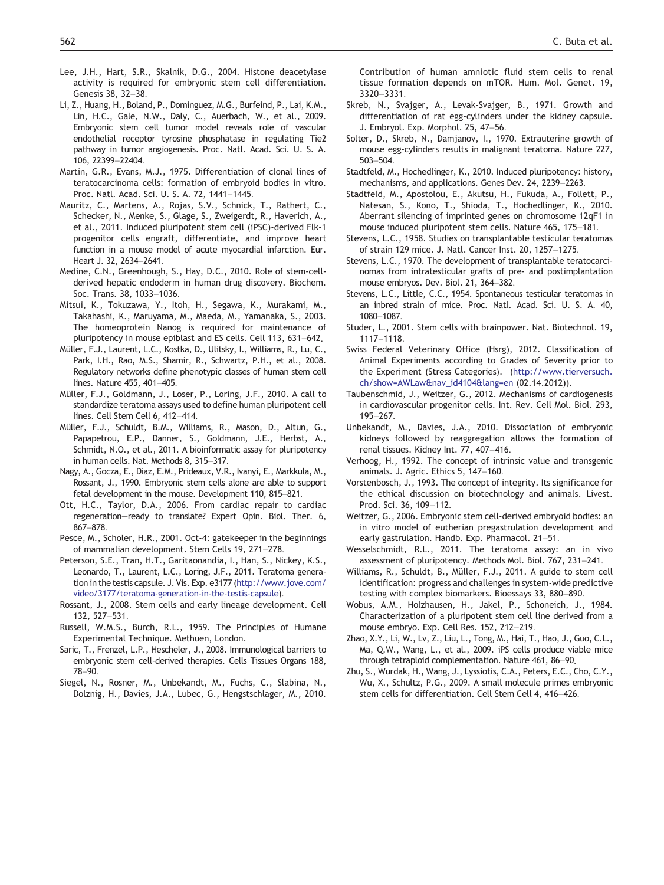Lee, J.H., Hart, S.R., Skalnik, D.G., 2004. Histone deacetylase activity is required for embryonic stem cell differentiation. Genesis 38, 32–38.

Li, Z., Huang, H., Boland, P., Dominguez, M.G., Burfeind, P., Lai, K.M., Lin, H.C., Gale, N.W., Daly, C., Auerbach, W., et al., 2009. Embryonic stem cell tumor model reveals role of vascular endothelial receptor tyrosine phosphatase in regulating Tie2 pathway in tumor angiogenesis. Proc. Natl. Acad. Sci. U. S. A. 106, 22399–22404.

Martin, G.R., Evans, M.J., 1975. Differentiation of clonal lines of teratocarcinoma cells: formation of embryoid bodies in vitro. Proc. Natl. Acad. Sci. U. S. A. 72, 1441–1445.

Mauritz, C., Martens, A., Rojas, S.V., Schnick, T., Rathert, C., Schecker, N., Menke, S., Glage, S., Zweigerdt, R., Haverich, A., et al., 2011. Induced pluripotent stem cell (iPSC)-derived Flk-1 progenitor cells engraft, differentiate, and improve heart function in a mouse model of acute myocardial infarction. Eur. Heart J. 32, 2634–2641.

Medine, C.N., Greenhough, S., Hay, D.C., 2010. Role of stem-cell-derived hepatic endoderm in human drug discovery. Biochem. Soc. Trans. 38, 1033–1036.

Mitsui, K., Tokuzawa, Y., Itoh, H., Segawa, K., Murakami, M., Takahashi, K., Maruyama, M., Maeda, M., Yamanaka, S., 2003. The homeoprotein Nanog is required for maintenance of pluripotency in mouse epiblast and ES cells. Cell 113, 631–642.

Müller, F.J., Laurent, L.C., Kostka, D., Ulitsky, I., Williams, R., Lu, C., Park, I.H., Rao, M.S., Shamir, R., Schwartz, P.H., et al., 2008. Regulatory networks define phenotypic classes of human stem cell lines. Nature 455, 401–405.

Müller, F.J., Goldmann, J., Loser, P., Loring, J.F., 2010. A call to standardize teratoma assays used to define human pluripotent cell lines. Cell Stem Cell 6, 412–414.

Müller, F.J., Schuldt, B.M., Williams, R., Mason, D., Altun, G., Papapetrou, E.P., Danner, S., Goldmann, J.E., Herbst, A., Schmidt, N.O., et al., 2011. A bioinformatic assay for pluripotency in human cells. Nat. Methods 8, 315–317.

Nagy, A., Gocza, E., Diaz, E.M., Prideaux, V.R., Ivanyi, E., Markkula, M., Rossant, J., 1990. Embryonic stem cells alone are able to support fetal development in the mouse. Development 110, 815–821.

Ott, H.C., Taylor, D.A., 2006. From cardiac repair to cardiac regeneration—ready to translate? Expert Opin. Biol. Ther. 6, 867–878.

Pesce, M., Scholer, H.R., 2001. Oct-4: gatekeeper in the beginnings of mammalian development. Stem Cells 19, 271–278.

Peterson, S.E., Tran, H.T., Garitaonandia, I., Han, S., Nickey, K.S., Leonardo, T., Laurent, L.C., Loring, J.F., 2011. Teratoma generation in the testis capsule. J. Vis. Exp. e3177 (http://www.jove.com/video/3177/teratoma-generation-in-the-testis-capsule).

Rossant, J., 2008. Stem cells and early lineage development. Cell 132, 527–531.

Russell, W.M.S., Burch, R.L., 1959. The Principles of Humane Experimental Technique. Methuen, London.

Saric, T., Frenzel, L.P., Hescheler, J., 2008. Immunological barriers to embryonic stem cell-derived therapies. Cells Tissues Organs 188, 78–90.

Siegel, N., Rosner, M., Unbekandt, M., Fuchs, C., Slabina, N., Dolznig, H., Davies, J.A., Lubec, G., Hengstschlager, M., 2010. Contribution of human amniotic fluid stem cells to renal tissue formation depends on mTOR. Hum. Mol. Genet. 19, 3320–3331.

Skreb, N., Svajger, A., Levak-Svajger, B., 1971. Growth and differentiation of rat egg-cylinders under the kidney capsule. J. Embryol. Exp. Morphol. 25, 47–56.

Solter, D., Skreb, N., Damjanov, I., 1970. Extrauterine growth of mouse egg-cylinders results in malignant teratoma. Nature 227, 503–504.

Stadtfeld, M., Hochedlinger, K., 2010. Induced pluripotency: history, mechanisms, and applications. Genes Dev. 24, 2239–2263.

Stadtfeld, M., Apostolou, E., Akutsu, H., Fukuda, A., Follett, P., Natesan, S., Kono, T., Shioda, T., Hochedlinger, K., 2010. Aberrant silencing of imprinted genes on chromosome 12qF1 in mouse induced pluripotent stem cells. Nature 465, 175–181.

Stevens, L.C., 1958. Studies on transplantable testicular teratomas of strain 129 mice. J. Natl. Cancer Inst. 20, 1257–1275.

Stevens, L.C., 1970. The development of transplantable teratocarcinomas from intratesticular grafts of pre- and postimplantation mouse embryos. Dev. Biol. 21, 364–382.

Stevens, L.C., Little, C.C., 1954. Spontaneous testicular teratomas in an inbred strain of mice. Proc. Natl. Acad. Sci. U. S. A. 40, 1080–1087.

Studer, L., 2001. Stem cells with brainpower. Nat. Biotechnol. 19, 1117–1118.

Swiss Federal Veterinary Office (Hsrg), 2012. Classification of Animal Experiments according to Grades of Severity prior to the Experiment (Stress Categories). (http://www.tierversuch.ch/show=AWLaw&nav_id4104&lang=en (02.14.2012)).

Taubenschmid, J., Weitzer, G., 2012. Mechanisms of cardiogenesis in cardiovascular progenitor cells. Int. Rev. Cell Mol. Biol. 293, 195–267.

Unbekandt, M., Davies, J.A., 2010. Dissociation of embryonic kidneys followed by reaggregation allows the formation of renal tissues. Kidney Int. 77, 407–416.

Verhoog, H., 1992. The concept of intrinsic value and transgenic animals. J. Agric. Ethics 5, 147–160.

Vorstenbosch, J., 1993. The concept of integrity. Its significance for the ethical discussion on biotechnology and animals. Livest. Prod. Sci. 36, 109–112.

Weitzer, G., 2006. Embryonic stem cell-derived embryoid bodies: an in vitro model of eutherian pregastrulation development and early gastrulation. Handb. Exp. Pharmacol. 21–51.

Wesselschmidt, R.L., 2011. The teratoma assay: an in vivo assessment of pluripotency. Methods Mol. Biol. 767, 231–241.

Williams, R., Schuldt, B., Müller, F.J., 2011. A guide to stem cell identification: progress and challenges in system-wide predictive testing with complex biomarkers. Bioessays 33, 880–890.

Wobus, A.M., Holzhausen, H., Jakel, P., Schoneich, J., 1984. Characterization of a pluripotent stem cell line derived from a mouse embryo. Exp. Cell Res. 152, 212–219.

Zhao, X.Y., Li, W., Lv, Z., Liu, L., Tong, M., Hai, T., Hao, J., Guo, C.L., Ma, Q.W., Wang, L., et al., 2009. iPS cells produce viable mice through tetraploid complementation. Nature 461, 86–90.

Zhu, S., Wurdak, H., Wang, J., Lyssiotis, C.A., Peters, E.C., Cho, C.Y., Wu, X., Schultz, P.G., 2009. A small molecule primes embryonic stem cells for differentiation. Cell Stem Cell 4, 416–426.